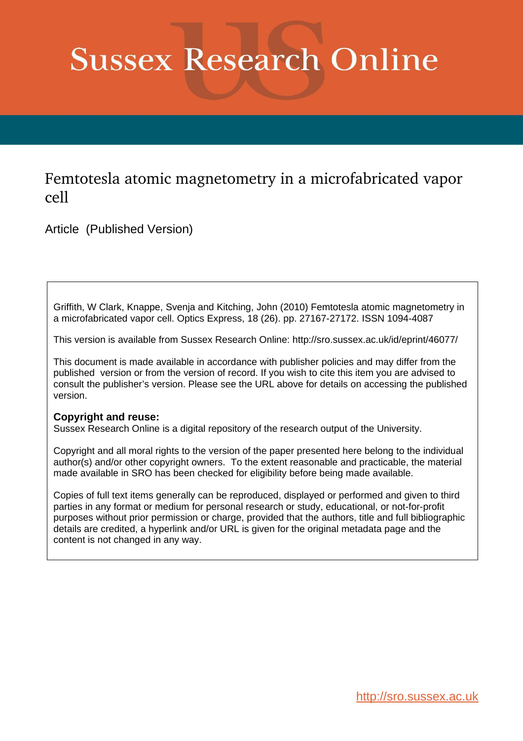# Sussex Research Online

## Femtotesla atomic magnetometry in a microfabricated vapor cell

Article (Published Version)

Griffith, W Clark, Knappe, Svenja and Kitching, John (2010) Femtotesla atomic magnetometry in a microfabricated vapor cell. Optics Express, 18 (26). pp. 27167-27172. ISSN 1094-4087

This version is available from Sussex Research Online: http://sro.sussex.ac.uk/id/eprint/46077/

This document is made available in accordance with publisher policies and may differ from the published version or from the version of record. If you wish to cite this item you are advised to consult the publisher's version. Please see the URL above for details on accessing the published version.

**Copyright and reuse:**
Sussex Research Online is a digital repository of the research output of the University.

Copyright and all moral rights to the version of the paper presented here belong to the individual author(s) and/or other copyright owners. To the extent reasonable and practicable, the material made available in SRO has been checked for eligibility before being made available.

Copies of full text items generally can be reproduced, displayed or performed and given to third parties in any format or medium for personal research or study, educational, or not-for-profit purposes without prior permission or charge, provided that the authors, title and full bibliographic details are credited, a hyperlink and/or URL is given for the original metadata page and the content is not changed in any way.

http://sro.sussex.ac.uk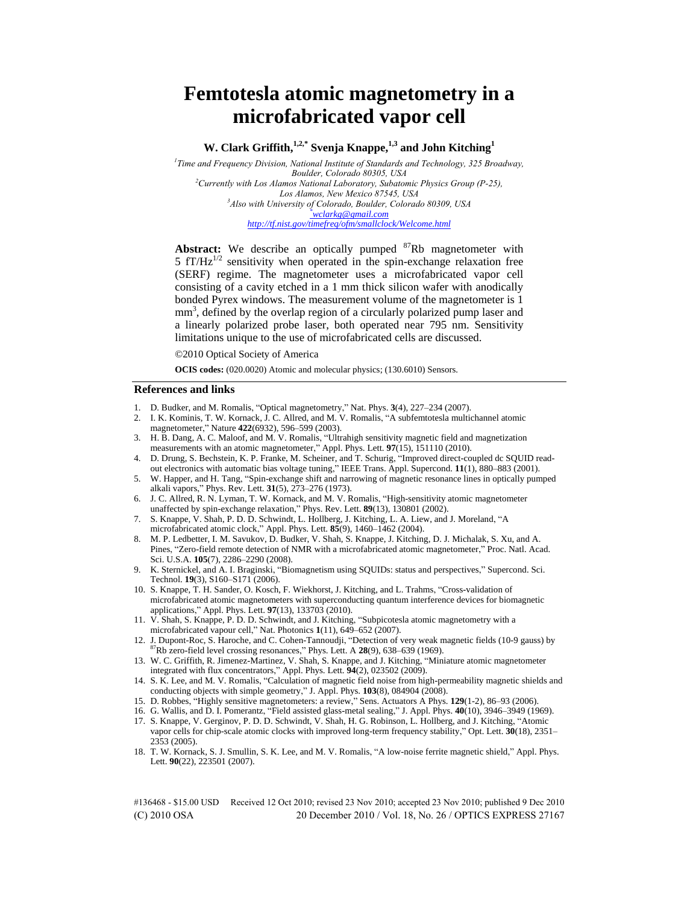# Femtotesla atomic magnetometry in a microfabricated vapor cell

**W. Clark Griffith,[1,2,*] Svenja Knappe,[1,3] and John Kitching[1]**

*[1]Time and Frequency Division, National Institute of Standards and Technology, 325 Broadway, Boulder, Colorado 80305, USA*
*[2]Currently with Los Alamos National Laboratory, Subatomic Physics Group (P-25), Los Alamos, New Mexico 87545, USA*
*[3]Also with University of Colorado, Boulder, Colorado 80309, USA*
*[*]wclarkg@gmail.com*
*http://tf.nist.gov/timefreq/ofm/smallclock/Welcome.html*

**Abstract:** We describe an optically pumped $^{87}$Rb magnetometer with 5 fT/Hz$^{1/2}$ sensitivity when operated in the spin-exchange relaxation free (SERF) regime. The magnetometer uses a microfabricated vapor cell consisting of a cavity etched in a 1 mm thick silicon wafer with anodically bonded Pyrex windows. The measurement volume of the magnetometer is 1 mm$^3$, defined by the overlap region of a circularly polarized pump laser and a linearly polarized probe laser, both operated near 795 nm. Sensitivity limitations unique to the use of microfabricated cells are discussed.

©2010 Optical Society of America

**OCIS codes:** (020.0020) Atomic and molecular physics; (130.6010) Sensors.

## References and links

1. D. Budker, and M. Romalis, "Optical magnetometry," Nat. Phys. **3**(4), 227–234 (2007).
2. I. K. Kominis, T. W. Kornack, J. C. Allred, and M. V. Romalis, "A subfemtotesla multichannel atomic magnetometer," Nature **422**(6932), 596–599 (2003).
3. H. B. Dang, A. C. Maloof, and M. V. Romalis, "Ultrahigh sensitivity magnetic field and magnetization measurements with an atomic magnetometer," Appl. Phys. Lett. **97**(15), 151110 (2010).
4. D. Drung, S. Bechstein, K. P. Franke, M. Scheiner, and T. Schurig, "Improved direct-coupled dc SQUID read-out electronics with automatic bias voltage tuning," IEEE Trans. Appl. Supercond. **11**(1), 880–883 (2001).
5. W. Happer, and H. Tang, "Spin-exchange shift and narrowing of magnetic resonance lines in optically pumped alkali vapors," Phys. Rev. Lett. **31**(5), 273–276 (1973).
6. J. C. Allred, R. N. Lyman, T. W. Kornack, and M. V. Romalis, "High-sensitivity atomic magnetometer unaffected by spin-exchange relaxation," Phys. Rev. Lett. **89**(13), 130801 (2002).
7. S. Knappe, V. Shah, P. D. D. Schwindt, L. Hollberg, J. Kitching, L. A. Liew, and J. Moreland, "A microfabricated atomic clock," Appl. Phys. Lett. **85**(9), 1460–1462 (2004).
8. M. P. Ledbetter, I. M. Savukov, D. Budker, V. Shah, S. Knappe, J. Kitching, D. J. Michalak, S. Xu, and A. Pines, "Zero-field remote detection of NMR with a microfabricated atomic magnetometer," Proc. Natl. Acad. Sci. U.S.A. **105**(7), 2286–2290 (2008).
9. K. Sternickel, and A. I. Braginski, "Biomagnetism using SQUIDs: status and perspectives," Supercond. Sci. Technol. **19**(3), S160–S171 (2006).
10. S. Knappe, T. H. Sander, O. Kosch, F. Wiekhorst, J. Kitching, and L. Trahms, "Cross-validation of microfabricated atomic magnetometers with superconducting quantum interference devices for biomagnetic applications," Appl. Phys. Lett. **97**(13), 133703 (2010).
11. V. Shah, S. Knappe, P. D. D. Schwindt, and J. Kitching, "Subpicotesla atomic magnetometry with a microfabricated vapour cell," Nat. Photonics **1**(11), 649–652 (2007).
12. J. Dupont-Roc, S. Haroche, and C. Cohen-Tannoudji, "Detection of very weak magnetic fields (10-9 gauss) by $^{87}$Rb zero-field level crossing resonances," Phys. Lett. A **28**(9), 638–639 (1969).
13. W. C. Griffith, R. Jimenez-Martinez, V. Shah, S. Knappe, and J. Kitching, "Miniature atomic magnetometer integrated with flux concentrators," Appl. Phys. Lett. **94**(2), 023502 (2009).
14. S. K. Lee, and M. V. Romalis, "Calculation of magnetic field noise from high-permeability magnetic shields and conducting objects with simple geometry," J. Appl. Phys. **103**(8), 084904 (2008).
15. D. Robbes, "Highly sensitive magnetometers: a review," Sens. Actuators A Phys. **129**(1-2), 86–93 (2006).
16. G. Wallis, and D. I. Pomerantz, "Field assisted glass-metal sealing," J. Appl. Phys. **40**(10), 3946–3949 (1969).
17. S. Knappe, V. Gerginov, P. D. D. Schwindt, V. Shah, H. G. Robinson, L. Hollberg, and J. Kitching, "Atomic vapor cells for chip-scale atomic clocks with improved long-term frequency stability," Opt. Lett. **30**(18), 2351–2353 (2005).
18. T. W. Kornack, S. J. Smullin, S. K. Lee, and M. V. Romalis, "A low-noise ferrite magnetic shield," Appl. Phys. Lett. **90**(22), 223501 (2007).

#136468 - $15.00 USD Received 12 Oct 2010; revised 23 Nov 2010; accepted 23 Nov 2010; published 9 Dec 2010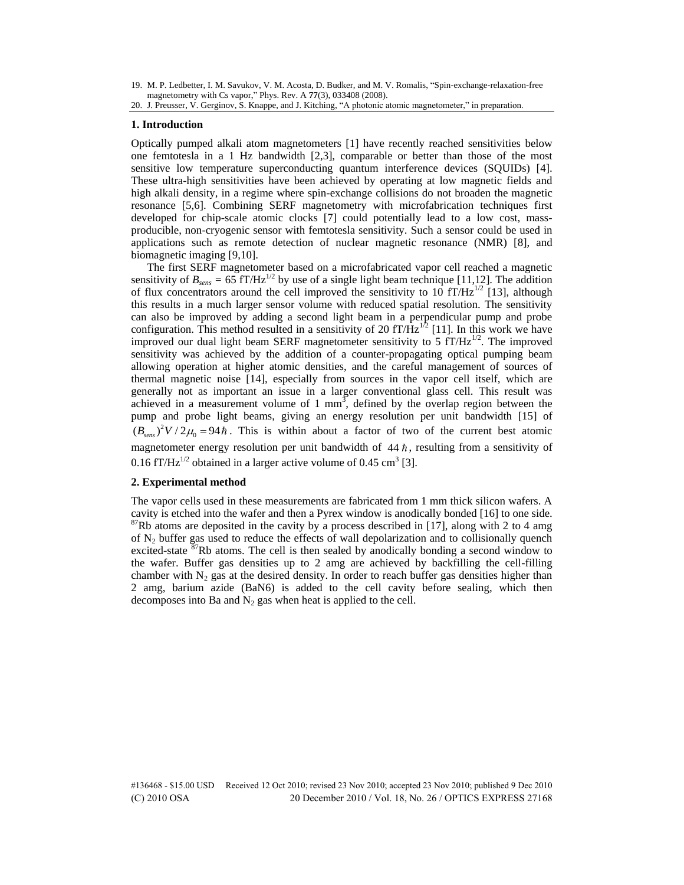19. M. P. Ledbetter, I. M. Savukov, V. M. Acosta, D. Budker, and M. V. Romalis, "Spin-exchange-relaxation-free magnetometry with Cs vapor," Phys. Rev. A **77**(3), 033408 (2008).
20. J. Preusser, V. Gerginov, S. Knappe, and J. Kitching, "A photonic atomic magnetometer," in preparation.

## 1. Introduction

Optically pumped alkali atom magnetometers [1] have recently reached sensitivities below one femtotesla in a 1 Hz bandwidth [2,3], comparable or better than those of the most sensitive low temperature superconducting quantum interference devices (SQUIDs) [4]. These ultra-high sensitivities have been achieved by operating at low magnetic fields and high alkali density, in a regime where spin-exchange collisions do not broaden the magnetic resonance [5,6]. Combining SERF magnetometry with microfabrication techniques first developed for chip-scale atomic clocks [7] could potentially lead to a low cost, mass-producible, non-cryogenic sensor with femtotesla sensitivity. Such a sensor could be used in applications such as remote detection of nuclear magnetic resonance (NMR) [8], and biomagnetic imaging [9,10].

The first SERF magnetometer based on a microfabricated vapor cell reached a magnetic sensitivity of $B_{sens}$ = 65 fT/Hz$^{1/2}$ by use of a single light beam technique [11,12]. The addition of flux concentrators around the cell improved the sensitivity to 10 fT/Hz$^{1/2}$ [13], although this results in a much larger sensor volume with reduced spatial resolution. The sensitivity can also be improved by adding a second light beam in a perpendicular pump and probe configuration. This method resulted in a sensitivity of 20 fT/Hz$^{1/2}$ [11]. In this work we have improved our dual light beam SERF magnetometer sensitivity to 5 fT/Hz$^{1/2}$. The improved sensitivity was achieved by the addition of a counter-propagating optical pumping beam allowing operation at higher atomic densities, and the careful management of sources of thermal magnetic noise [14], especially from sources in the vapor cell itself, which are generally not as important an issue in a larger conventional glass cell. This result was achieved in a measurement volume of 1 mm$^3$, defined by the overlap region between the pump and probe light beams, giving an energy resolution per unit bandwidth [15] of $(B_{sens})^2 V / 2\mu_0 = 94\hbar$. This is within about a factor of two of the current best atomic magnetometer energy resolution per unit bandwidth of $44\,\hbar$, resulting from a sensitivity of 0.16 fT/Hz$^{1/2}$ obtained in a larger active volume of 0.45 cm$^3$ [3].

## 2. Experimental method

The vapor cells used in these measurements are fabricated from 1 mm thick silicon wafers. A cavity is etched into the wafer and then a Pyrex window is anodically bonded [16] to one side. $^{87}$Rb atoms are deposited in the cavity by a process described in [17], along with 2 to 4 amg of $N_2$ buffer gas used to reduce the effects of wall depolarization and to collisionally quench excited-state $^{87}$Rb atoms. The cell is then sealed by anodically bonding a second window to the wafer. Buffer gas densities up to 2 amg are achieved by backfilling the cell-filling chamber with $N_2$ gas at the desired density. In order to reach buffer gas densities higher than 2 amg, barium azide (BaN6) is added to the cell cavity before sealing, which then decomposes into Ba and $N_2$ gas when heat is applied to the cell.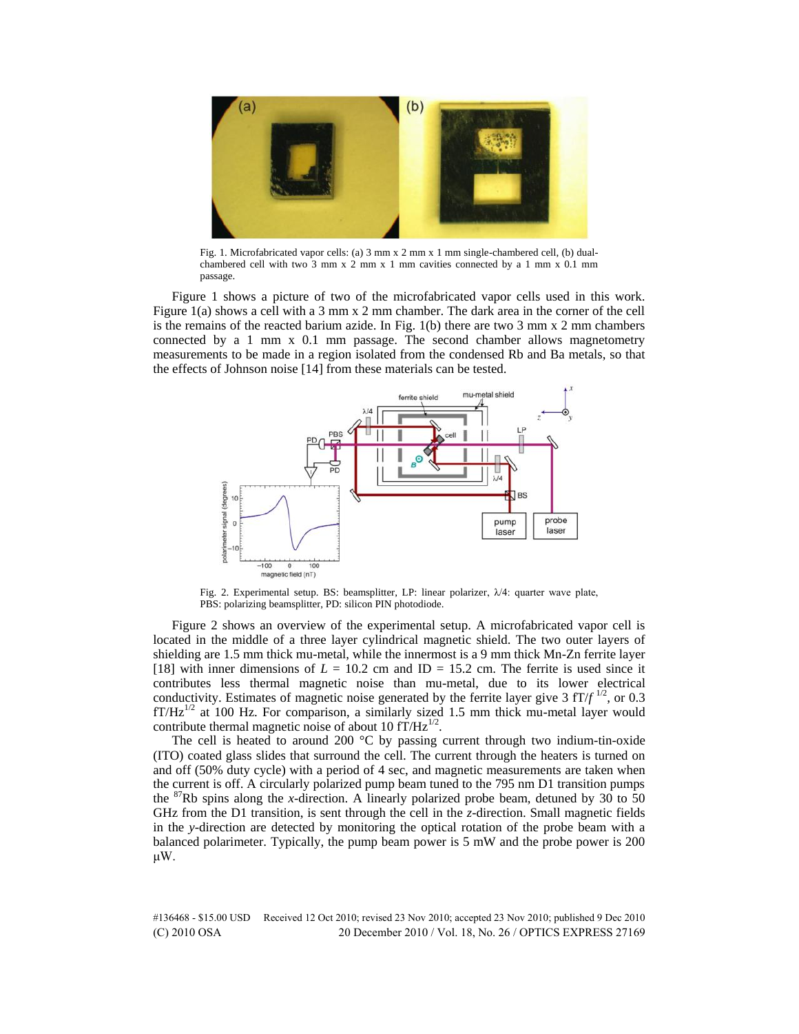Fig. 1. Microfabricated vapor cells: (a) 3 mm x 2 mm x 1 mm single-chambered cell, (b) dual-chambered cell with two 3 mm x 2 mm x 1 mm cavities connected by a 1 mm x 0.1 mm passage.

Figure 1 shows a picture of two of the microfabricated vapor cells used in this work. Figure 1(a) shows a cell with a 3 mm x 2 mm chamber. The dark area in the corner of the cell is the remains of the reacted barium azide. In Fig. 1(b) there are two 3 mm x 2 mm chambers connected by a 1 mm x 0.1 mm passage. The second chamber allows magnetometry measurements to be made in a region isolated from the condensed Rb and Ba metals, so that the effects of Johnson noise [14] from these materials can be tested.

Fig. 2. Experimental setup. BS: beamsplitter, LP: linear polarizer, λ/4: quarter wave plate, PBS: polarizing beamsplitter, PD: silicon PIN photodiode.

Figure 2 shows an overview of the experimental setup. A microfabricated vapor cell is located in the middle of a three layer cylindrical magnetic shield. The two outer layers of shielding are 1.5 mm thick mu-metal, while the innermost is a 9 mm thick Mn-Zn ferrite layer [18] with inner dimensions of $L$ = 10.2 cm and ID = 15.2 cm. The ferrite is used since it contributes less thermal magnetic noise than mu-metal, due to its lower electrical conductivity. Estimates of magnetic noise generated by the ferrite layer give 3 fT/$f^{1/2}$, or 0.3 fT/Hz$^{1/2}$ at 100 Hz. For comparison, a similarly sized 1.5 mm thick mu-metal layer would contribute thermal magnetic noise of about 10 fT/Hz$^{1/2}$.

The cell is heated to around 200 °C by passing current through two indium-tin-oxide (ITO) coated glass slides that surround the cell. The current through the heaters is turned on and off (50% duty cycle) with a period of 4 sec, and magnetic measurements are taken when the current is off. A circularly polarized pump beam tuned to the 795 nm D1 transition pumps the $^{87}$Rb spins along the $x$-direction. A linearly polarized probe beam, detuned by 30 to 50 GHz from the D1 transition, is sent through the cell in the $z$-direction. Small magnetic fields in the $y$-direction are detected by monitoring the optical rotation of the probe beam with a balanced polarimeter. Typically, the pump beam power is 5 mW and the probe power is 200 μW.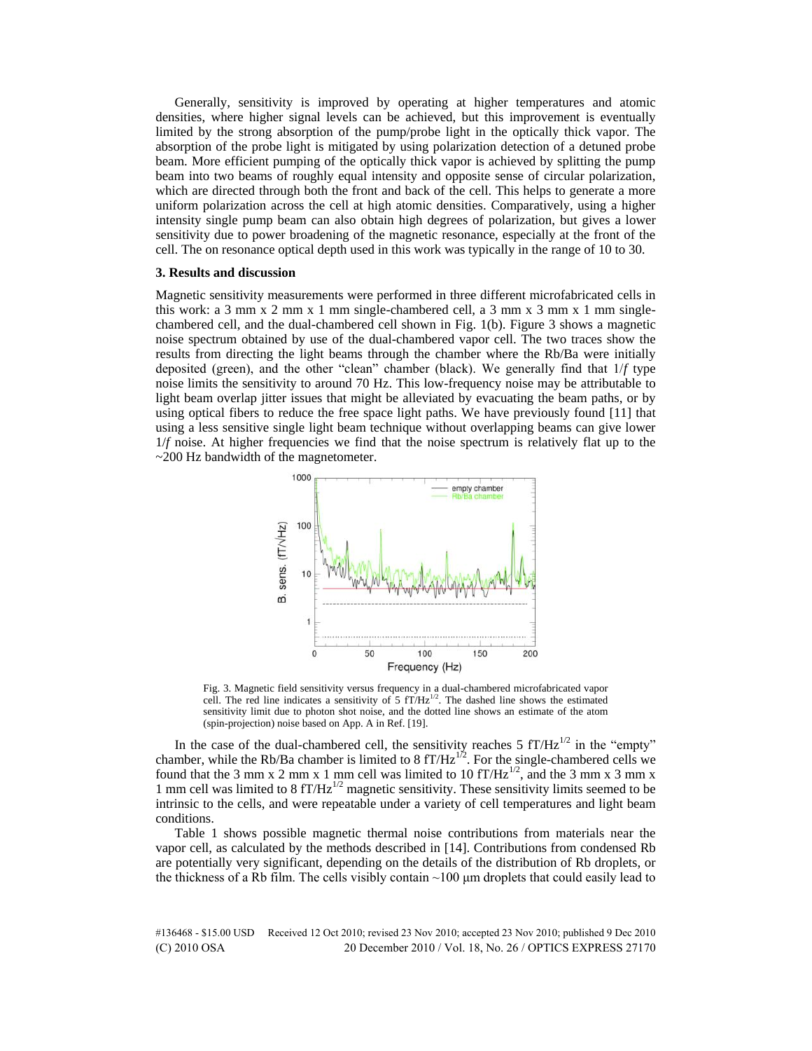Generally, sensitivity is improved by operating at higher temperatures and atomic densities, where higher signal levels can be achieved, but this improvement is eventually limited by the strong absorption of the pump/probe light in the optically thick vapor. The absorption of the probe light is mitigated by using polarization detection of a detuned probe beam. More efficient pumping of the optically thick vapor is achieved by splitting the pump beam into two beams of roughly equal intensity and opposite sense of circular polarization, which are directed through both the front and back of the cell. This helps to generate a more uniform polarization across the cell at high atomic densities. Comparatively, using a higher intensity single pump beam can also obtain high degrees of polarization, but gives a lower sensitivity due to power broadening of the magnetic resonance, especially at the front of the cell. The on resonance optical depth used in this work was typically in the range of 10 to 30.

### 3. Results and discussion

Magnetic sensitivity measurements were performed in three different microfabricated cells in this work: a 3 mm x 2 mm x 1 mm single-chambered cell, a 3 mm x 3 mm x 1 mm single-chambered cell, and the dual-chambered cell shown in Fig. 1(b). Figure 3 shows a magnetic noise spectrum obtained by use of the dual-chambered vapor cell. The two traces show the results from directing the light beams through the chamber where the Rb/Ba were initially deposited (green), and the other "clean" chamber (black). We generally find that $1/f$ type noise limits the sensitivity to around 70 Hz. This low-frequency noise may be attributable to light beam overlap jitter issues that might be alleviated by evacuating the beam paths, or by using optical fibers to reduce the free space light paths. We have previously found [11] that using a less sensitive single light beam technique without overlapping beams can give lower $1/f$ noise. At higher frequencies we find that the noise spectrum is relatively flat up to the ~200 Hz bandwidth of the magnetometer.

Fig. 3. Magnetic field sensitivity versus frequency in a dual-chambered microfabricated vapor cell. The red line indicates a sensitivity of 5 $fT/Hz^{1/2}$. The dashed line shows the estimated sensitivity limit due to photon shot noise, and the dotted line shows an estimate of the atom (spin-projection) noise based on App. A in Ref. [19].

In the case of the dual-chambered cell, the sensitivity reaches 5 $fT/Hz^{1/2}$ in the "empty" chamber, while the Rb/Ba chamber is limited to 8 $fT/Hz^{1/2}$. For the single-chambered cells we found that the 3 mm x 2 mm x 1 mm cell was limited to 10 $fT/Hz^{1/2}$, and the 3 mm x 3 mm x 1 mm cell was limited to 8 $fT/Hz^{1/2}$ magnetic sensitivity. These sensitivity limits seemed to be intrinsic to the cells, and were repeatable under a variety of cell temperatures and light beam conditions.

Table 1 shows possible magnetic thermal noise contributions from materials near the vapor cell, as calculated by the methods described in [14]. Contributions from condensed Rb are potentially very significant, depending on the details of the distribution of Rb droplets, or the thickness of a Rb film. The cells visibly contain ~100 μm droplets that could easily lead to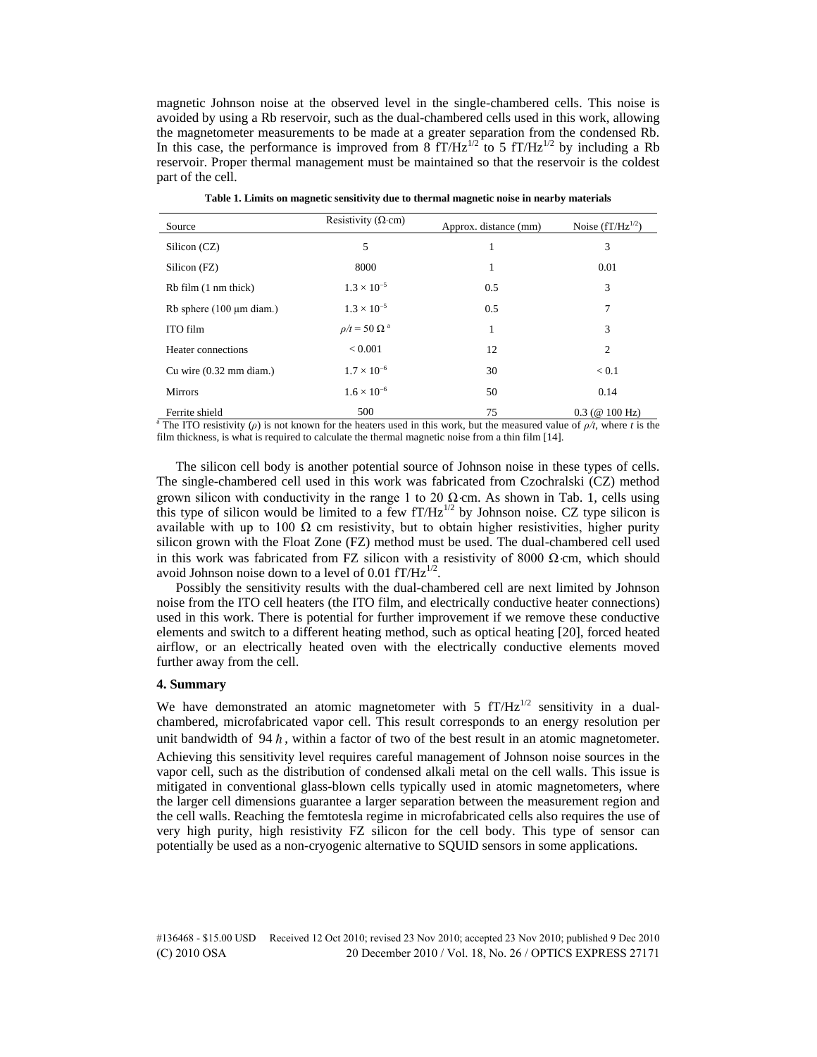magnetic Johnson noise at the observed level in the single-chambered cells. This noise is avoided by using a Rb reservoir, such as the dual-chambered cells used in this work, allowing the magnetometer measurements to be made at a greater separation from the condensed Rb. In this case, the performance is improved from 8 fT/Hz$^{1/2}$ to 5 fT/Hz$^{1/2}$ by including a Rb reservoir. Proper thermal management must be maintained so that the reservoir is the coldest part of the cell.

**Table 1. Limits on magnetic sensitivity due to thermal magnetic noise in nearby materials**

| Source | Resistivity (Ω·cm) | Approx. distance (mm) | Noise (fT/Hz$^{1/2}$) |
|---|---|---|---|
| Silicon (CZ) | 5 | 1 | 3 |
| Silicon (FZ) | 8000 | 1 | 0.01 |
| Rb film (1 nm thick) | $1.3 \times 10^{-5}$ | 0.5 | 3 |
| Rb sphere (100 μm diam.) | $1.3 \times 10^{-5}$ | 0.5 | 7 |
| ITO film | $\rho/t = 50\ \Omega$ [a] | 1 | 3 |
| Heater connections | < 0.001 | 12 | 2 |
| Cu wire (0.32 mm diam.) | $1.7 \times 10^{-6}$ | 30 | < 0.1 |
| Mirrors | $1.6 \times 10^{-6}$ | 50 | 0.14 |
| Ferrite shield | 500 | 75 | 0.3 (@ 100 Hz) |

[a] The ITO resistivity ($\rho$) is not known for the heaters used in this work, but the measured value of $\rho/t$, where $t$ is the film thickness, is what is required to calculate the thermal magnetic noise from a thin film [14].

The silicon cell body is another potential source of Johnson noise in these types of cells. The single-chambered cell used in this work was fabricated from Czochralski (CZ) method grown silicon with conductivity in the range 1 to 20 Ω·cm. As shown in Tab. 1, cells using this type of silicon would be limited to a few fT/Hz$^{1/2}$ by Johnson noise. CZ type silicon is available with up to 100 Ω cm resistivity, but to obtain higher resistivities, higher purity silicon grown with the Float Zone (FZ) method must be used. The dual-chambered cell used in this work was fabricated from FZ silicon with a resistivity of 8000 Ω·cm, which should avoid Johnson noise down to a level of 0.01 fT/Hz$^{1/2}$.

Possibly the sensitivity results with the dual-chambered cell are next limited by Johnson noise from the ITO cell heaters (the ITO film, and electrically conductive heater connections) used in this work. There is potential for further improvement if we remove these conductive elements and switch to a different heating method, such as optical heating [20], forced heated airflow, or an electrically heated oven with the electrically conductive elements moved further away from the cell.

### 4. Summary

We have demonstrated an atomic magnetometer with 5 fT/Hz$^{1/2}$ sensitivity in a dual-chambered, microfabricated vapor cell. This result corresponds to an energy resolution per unit bandwidth of $94\,\hbar$, within a factor of two of the best result in an atomic magnetometer. Achieving this sensitivity level requires careful management of Johnson noise sources in the vapor cell, such as the distribution of condensed alkali metal on the cell walls. This issue is mitigated in conventional glass-blown cells typically used in atomic magnetometers, where the larger cell dimensions guarantee a larger separation between the measurement region and the cell walls. Reaching the femtotesla regime in microfabricated cells also requires the use of very high purity, high resistivity FZ silicon for the cell body. This type of sensor can potentially be used as a non-cryogenic alternative to SQUID sensors in some applications.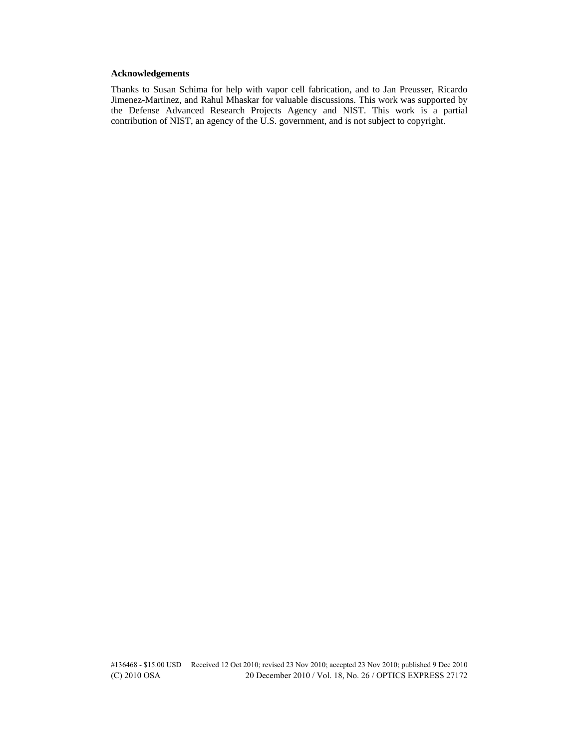**Acknowledgements**

Thanks to Susan Schima for help with vapor cell fabrication, and to Jan Preusser, Ricardo Jimenez-Martinez, and Rahul Mhaskar for valuable discussions. This work was supported by the Defense Advanced Research Projects Agency and NIST. This work is a partial contribution of NIST, an agency of the U.S. government, and is not subject to copyright.